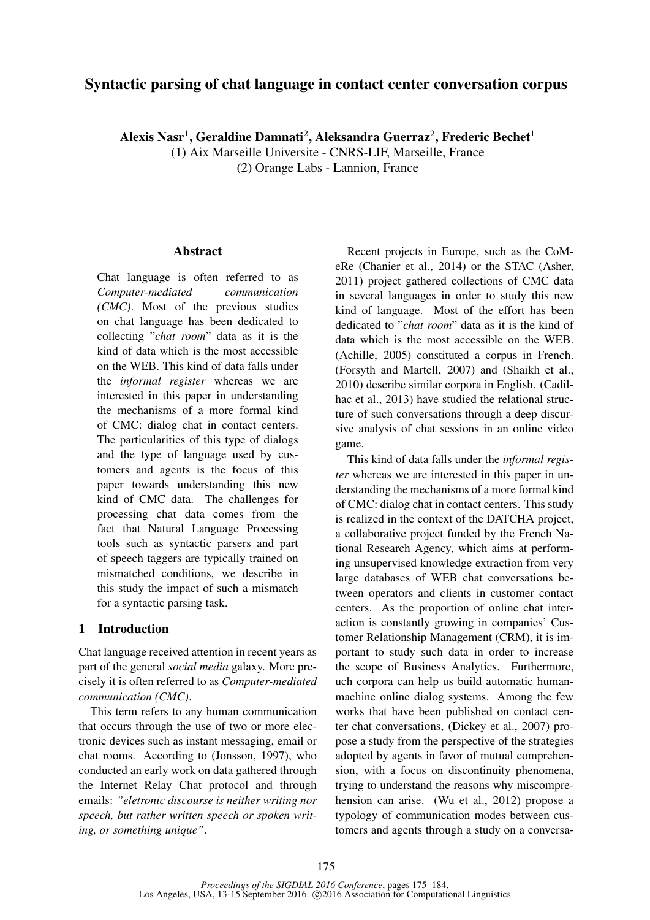# Syntactic parsing of chat language in contact center conversation corpus

**Alexis Nasr[1], Geraldine Damnati[2], Aleksandra Guerraz[2], Frederic Bechet[1]**

(1) Aix Marseille Universite - CNRS-LIF, Marseille, France
(2) Orange Labs - Lannion, France

## Abstract

Chat language is often referred to as *Computer-mediated communication (CMC)*. Most of the previous studies on chat language has been dedicated to collecting "*chat room*" data as it is the kind of data which is the most accessible on the WEB. This kind of data falls under the *informal register* whereas we are interested in this paper in understanding the mechanisms of a more formal kind of CMC: dialog chat in contact centers. The particularities of this type of dialogs and the type of language used by customers and agents is the focus of this paper towards understanding this new kind of CMC data. The challenges for processing chat data comes from the fact that Natural Language Processing tools such as syntactic parsers and part of speech taggers are typically trained on mismatched conditions, we describe in this study the impact of such a mismatch for a syntactic parsing task.

## 1 Introduction

Chat language received attention in recent years as part of the general *social media* galaxy. More precisely it is often referred to as *Computer-mediated communication (CMC)*.

This term refers to any human communication that occurs through the use of two or more electronic devices such as instant messaging, email or chat rooms. According to (Jonsson, 1997), who conducted an early work on data gathered through the Internet Relay Chat protocol and through emails: *"eletronic discourse is neither writing nor speech, but rather written speech or spoken writing, or something unique"*.

Recent projects in Europe, such as the CoMeRe (Chanier et al., 2014) or the STAC (Asher, 2011) project gathered collections of CMC data in several languages in order to study this new kind of language. Most of the effort has been dedicated to "*chat room*" data as it is the kind of data which is the most accessible on the WEB. (Achille, 2005) constituted a corpus in French. (Forsyth and Martell, 2007) and (Shaikh et al., 2010) describe similar corpora in English. (Cadilhac et al., 2013) have studied the relational structure of such conversations through a deep discursive analysis of chat sessions in an online video game.

This kind of data falls under the *informal register* whereas we are interested in this paper in understanding the mechanisms of a more formal kind of CMC: dialog chat in contact centers. This study is realized in the context of the DATCHA project, a collaborative project funded by the French National Research Agency, which aims at performing unsupervised knowledge extraction from very large databases of WEB chat conversations between operators and clients in customer contact centers. As the proportion of online chat interaction is constantly growing in companies' Customer Relationship Management (CRM), it is important to study such data in order to increase the scope of Business Analytics. Furthermore, uch corpora can help us build automatic human-machine online dialog systems. Among the few works that have been published on contact center chat conversations, (Dickey et al., 2007) propose a study from the perspective of the strategies adopted by agents in favor of mutual comprehension, with a focus on discontinuity phenomena, trying to understand the reasons why miscomprehension can arise. (Wu et al., 2012) propose a typology of communication modes between customers and agents through a study on a conversa-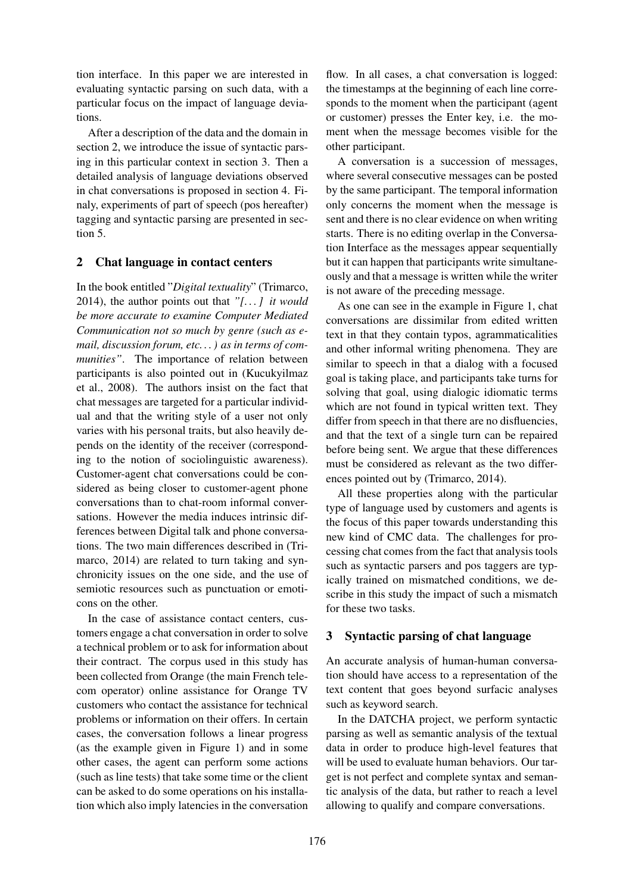tion interface. In this paper we are interested in evaluating syntactic parsing on such data, with a particular focus on the impact of language deviations.

After a description of the data and the domain in section 2, we introduce the issue of syntactic parsing in this particular context in section 3. Then a detailed analysis of language deviations observed in chat conversations is proposed in section 4. Finaly, experiments of part of speech (pos hereafter) tagging and syntactic parsing are presented in section 5.

## 2 Chat language in contact centers

In the book entitled "*Digital textuality*" (Trimarco, 2014), the author points out that *"[...] it would be more accurate to examine Computer Mediated Communication not so much by genre (such as e-mail, discussion forum, etc...) as in terms of communities"*. The importance of relation between participants is also pointed out in (Kucukyilmaz et al., 2008). The authors insist on the fact that chat messages are targeted for a particular individual and that the writing style of a user not only varies with his personal traits, but also heavily depends on the identity of the receiver (corresponding to the notion of sociolinguistic awareness). Customer-agent chat conversations could be considered as being closer to customer-agent phone conversations than to chat-room informal conversations. However the media induces intrinsic differences between Digital talk and phone conversations. The two main differences described in (Trimarco, 2014) are related to turn taking and synchronicity issues on the one side, and the use of semiotic resources such as punctuation or emoticons on the other.

In the case of assistance contact centers, customers engage a chat conversation in order to solve a technical problem or to ask for information about their contract. The corpus used in this study has been collected from Orange (the main French telecom operator) online assistance for Orange TV customers who contact the assistance for technical problems or information on their offers. In certain cases, the conversation follows a linear progress (as the example given in Figure 1) and in some other cases, the agent can perform some actions (such as line tests) that take some time or the client can be asked to do some operations on his installation which also imply latencies in the conversation flow. In all cases, a chat conversation is logged: the timestamps at the beginning of each line corresponds to the moment when the participant (agent or customer) presses the Enter key, i.e. the moment when the message becomes visible for the other participant.

A conversation is a succession of messages, where several consecutive messages can be posted by the same participant. The temporal information only concerns the moment when the message is sent and there is no clear evidence on when writing starts. There is no editing overlap in the Conversation Interface as the messages appear sequentially but it can happen that participants write simultaneously and that a message is written while the writer is not aware of the preceding message.

As one can see in the example in Figure 1, chat conversations are dissimilar from edited written text in that they contain typos, agrammaticalities and other informal writing phenomena. They are similar to speech in that a dialog with a focused goal is taking place, and participants take turns for solving that goal, using dialogic idiomatic terms which are not found in typical written text. They differ from speech in that there are no disfluencies, and that the text of a single turn can be repaired before being sent. We argue that these differences must be considered as relevant as the two differences pointed out by (Trimarco, 2014).

All these properties along with the particular type of language used by customers and agents is the focus of this paper towards understanding this new kind of CMC data. The challenges for processing chat comes from the fact that analysis tools such as syntactic parsers and pos taggers are typically trained on mismatched conditions, we describe in this study the impact of such a mismatch for these two tasks.

## 3 Syntactic parsing of chat language

An accurate analysis of human-human conversation should have access to a representation of the text content that goes beyond surfacic analyses such as keyword search.

In the DATCHA project, we perform syntactic parsing as well as semantic analysis of the textual data in order to produce high-level features that will be used to evaluate human behaviors. Our target is not perfect and complete syntax and semantic analysis of the data, but rather to reach a level allowing to qualify and compare conversations.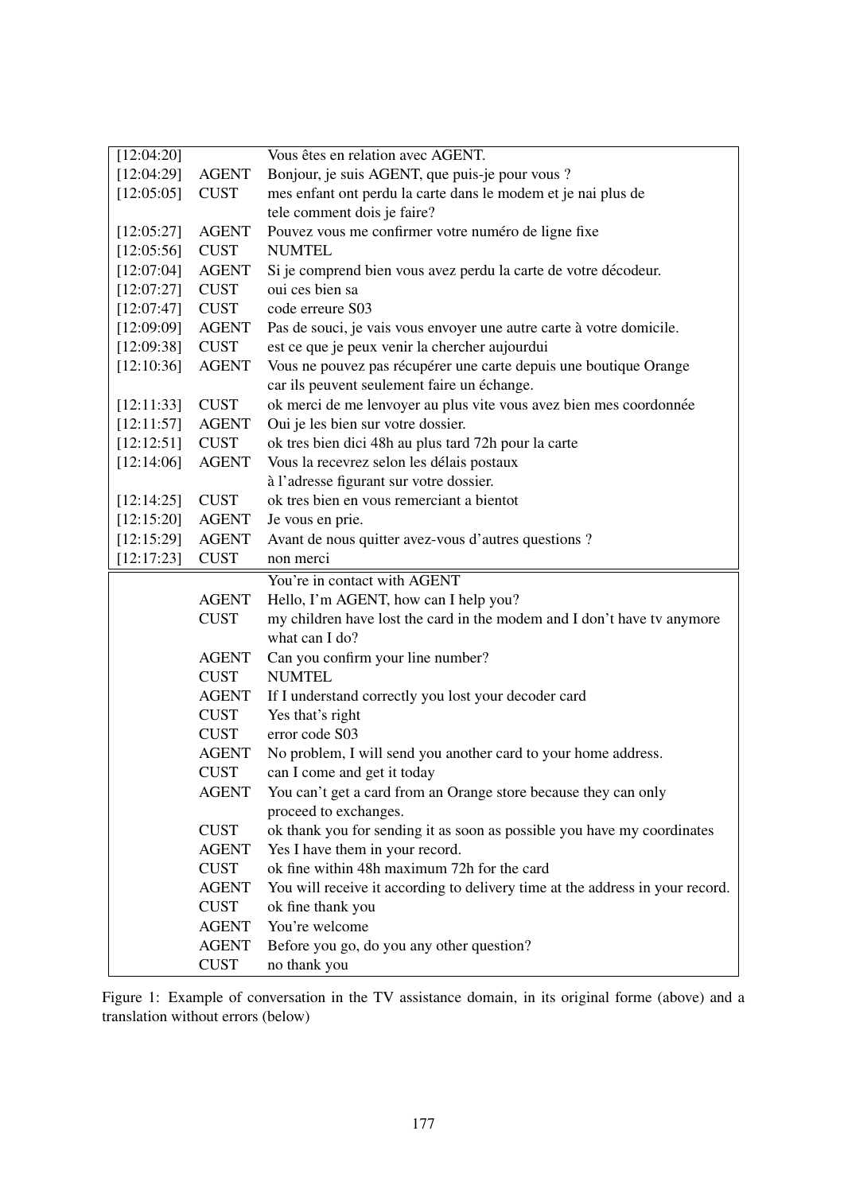| [12:04:20] | | Vous êtes en relation avec AGENT. |
|---|---|---|
| [12:04:29] | AGENT | Bonjour, je suis AGENT, que puis-je pour vous ? |
| [12:05:05] | CUST | mes enfant ont perdu la carte dans le modem et je nai plus de tele comment dois je faire? |
| [12:05:27] | AGENT | Pouvez vous me confirmer votre numéro de ligne fixe |
| [12:05:56] | CUST | NUMTEL |
| [12:07:04] | AGENT | Si je comprend bien vous avez perdu la carte de votre décodeur. |
| [12:07:27] | CUST | oui ces bien sa |
| [12:07:47] | CUST | code erreure S03 |
| [12:09:09] | AGENT | Pas de souci, je vais vous envoyer une autre carte à votre domicile. |
| [12:09:38] | CUST | est ce que je peux venir la chercher aujourdui |
| [12:10:36] | AGENT | Vous ne pouvez pas récupérer une carte depuis une boutique Orange car ils peuvent seulement faire un échange. |
| [12:11:33] | CUST | ok merci de me lenvoyer au plus vite vous avez bien mes coordonnée |
| [12:11:57] | AGENT | Oui je les bien sur votre dossier. |
| [12:12:51] | CUST | ok tres bien dici 48h au plus tard 72h pour la carte |
| [12:14:06] | AGENT | Vous la recevrez selon les délais postaux à l'adresse figurant sur votre dossier. |
| [12:14:25] | CUST | ok tres bien en vous remerciant a bientot |
| [12:15:20] | AGENT | Je vous en prie. |
| [12:15:29] | AGENT | Avant de nous quitter avez-vous d'autres questions ? |
| [12:17:23] | CUST | non merci |

| | | |
|---|---|---|
| | | You're in contact with AGENT |
| | AGENT | Hello, I'm AGENT, how can I help you? |
| | CUST | my children have lost the card in the modem and I don't have tv anymore what can I do? |
| | AGENT | Can you confirm your line number? |
| | CUST | NUMTEL |
| | AGENT | If I understand correctly you lost your decoder card |
| | CUST | Yes that's right |
| | CUST | error code S03 |
| | AGENT | No problem, I will send you another card to your home address. |
| | CUST | can I come and get it today |
| | AGENT | You can't get a card from an Orange store because they can only proceed to exchanges. |
| | CUST | ok thank you for sending it as soon as possible you have my coordinates |
| | AGENT | Yes I have them in your record. |
| | CUST | ok fine within 48h maximum 72h for the card |
| | AGENT | You will receive it according to delivery time at the address in your record. |
| | CUST | ok fine thank you |
| | AGENT | You're welcome |
| | AGENT | Before you go, do you any other question? |
| | CUST | no thank you |

Figure 1: Example of conversation in the TV assistance domain, in its original forme (above) and a translation without errors (below)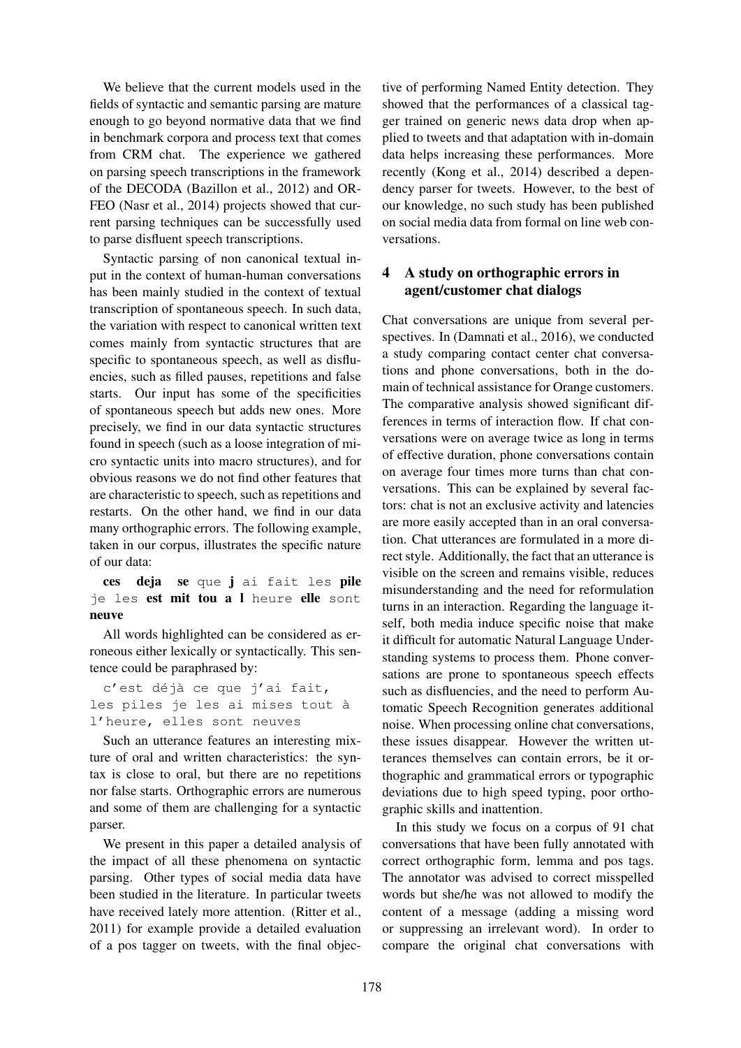We believe that the current models used in the fields of syntactic and semantic parsing are mature enough to go beyond normative data that we find in benchmark corpora and process text that comes from CRM chat. The experience we gathered on parsing speech transcriptions in the framework of the DECODA (Bazillon et al., 2012) and ORFEO (Nasr et al., 2014) projects showed that current parsing techniques can be successfully used to parse disfluent speech transcriptions.

Syntactic parsing of non canonical textual input in the context of human-human conversations has been mainly studied in the context of textual transcription of spontaneous speech. In such data, the variation with respect to canonical written text comes mainly from syntactic structures that are specific to spontaneous speech, as well as disfluencies, such as filled pauses, repetitions and false starts. Our input has some of the specificities of spontaneous speech but adds new ones. More precisely, we find in our data syntactic structures found in speech (such as a loose integration of micro syntactic units into macro structures), and for obvious reasons we do not find other features that are characteristic to speech, such as repetitions and restarts. On the other hand, we find in our data many orthographic errors. The following example, taken in our corpus, illustrates the specific nature of our data:

**ces deja se** que **j** ai fait les **pile** je les **est mit tou a l** heure **elle** sont **neuve**

All words highlighted can be considered as erroneous either lexically or syntactically. This sentence could be paraphrased by:

c'est déjà ce que j'ai fait, les piles je les ai mises tout à l'heure, elles sont neuves

Such an utterance features an interesting mixture of oral and written characteristics: the syntax is close to oral, but there are no repetitions nor false starts. Orthographic errors are numerous and some of them are challenging for a syntactic parser.

We present in this paper a detailed analysis of the impact of all these phenomena on syntactic parsing. Other types of social media data have been studied in the literature. In particular tweets have received lately more attention. (Ritter et al., 2011) for example provide a detailed evaluation of a pos tagger on tweets, with the final objective of performing Named Entity detection. They showed that the performances of a classical tagger trained on generic news data drop when applied to tweets and that adaptation with in-domain data helps increasing these performances. More recently (Kong et al., 2014) described a dependency parser for tweets. However, to the best of our knowledge, no such study has been published on social media data from formal on line web conversations.

## 4 A study on orthographic errors in agent/customer chat dialogs

Chat conversations are unique from several perspectives. In (Damnati et al., 2016), we conducted a study comparing contact center chat conversations and phone conversations, both in the domain of technical assistance for Orange customers. The comparative analysis showed significant differences in terms of interaction flow. If chat conversations were on average twice as long in terms of effective duration, phone conversations contain on average four times more turns than chat conversations. This can be explained by several factors: chat is not an exclusive activity and latencies are more easily accepted than in an oral conversation. Chat utterances are formulated in a more direct style. Additionally, the fact that an utterance is visible on the screen and remains visible, reduces misunderstanding and the need for reformulation turns in an interaction. Regarding the language itself, both media induce specific noise that make it difficult for automatic Natural Language Understanding systems to process them. Phone conversations are prone to spontaneous speech effects such as disfluencies, and the need to perform Automatic Speech Recognition generates additional noise. When processing online chat conversations, these issues disappear. However the written utterances themselves can contain errors, be it orthographic and grammatical errors or typographic deviations due to high speed typing, poor orthographic skills and inattention.

In this study we focus on a corpus of 91 chat conversations that have been fully annotated with correct orthographic form, lemma and pos tags. The annotator was advised to correct misspelled words but she/he was not allowed to modify the content of a message (adding a missing word or suppressing an irrelevant word). In order to compare the original chat conversations with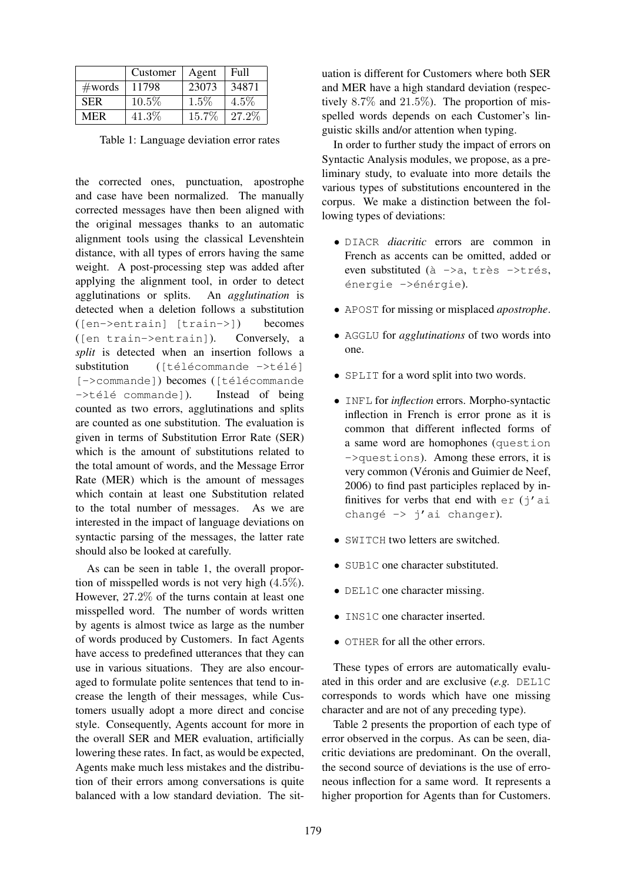|  | Customer | Agent | Full |
| --- | --- | --- | --- |
| #words | 11798 | 23073 | 34871 |
| SER | 10.5% | 1.5% | 4.5% |
| MER | 41.3% | 15.7% | 27.2% |

Table 1: Language deviation error rates

the corrected ones, punctuation, apostrophe and case have been normalized. The manually corrected messages have then been aligned with the original messages thanks to an automatic alignment tools using the classical Levenshtein distance, with all types of errors having the same weight. A post-processing step was added after applying the alignment tool, in order to detect agglutinations or splits. An *agglutination* is detected when a deletion follows a substitution (`[en->entrain] [train->]`) becomes (`[en train->entrain]`). Conversely, a *split* is detected when an insertion follows a substitution (`[télécommande ->télé] [->commande]`) becomes (`[télécommande ->télé commande]`). Instead of being counted as two errors, agglutinations and splits are counted as one substitution. The evaluation is given in terms of Substitution Error Rate (SER) which is the amount of substitutions related to the total amount of words, and the Message Error Rate (MER) which is the amount of messages which contain at least one Substitution related to the total number of messages. As we are interested in the impact of language deviations on syntactic parsing of the messages, the latter rate should also be looked at carefully.

As can be seen in table 1, the overall proportion of misspelled words is not very high (4.5%). However, 27.2% of the turns contain at least one misspelled word. The number of words written by agents is almost twice as large as the number of words produced by Customers. In fact Agents have access to predefined utterances that they can use in various situations. They are also encouraged to formulate polite sentences that tend to increase the length of their messages, while Customers usually adopt a more direct and concise style. Consequently, Agents account for more in the overall SER and MER evaluation, artificially lowering these rates. In fact, as would be expected, Agents make much less mistakes and the distribution of their errors among conversations is quite balanced with a low standard deviation. The situation is different for Customers where both SER and MER have a high standard deviation (respectively 8.7% and 21.5%). The proportion of misspelled words depends on each Customer's linguistic skills and/or attention when typing.

In order to further study the impact of errors on Syntactic Analysis modules, we propose, as a preliminary study, to evaluate into more details the various types of substitutions encountered in the corpus. We make a distinction between the following types of deviations:

- `DIACR` *diacritic* errors are common in French as accents can be omitted, added or even substituted (`à ->a`, `très ->trés`, `énergie ->énérgie`).
- `APOST` for missing or misplaced *apostrophe*.
- `AGGLU` for *agglutinations* of two words into one.
- `SPLIT` for a word split into two words.
- `INFL` for *inflection* errors. Morpho-syntactic inflection in French is error prone as it is common that different inflected forms of a same word are homophones (`question ->questions`). Among these errors, it is very common (Véronis and Guimier de Neef, 2006) to find past participles replaced by infinitives for verbs that end with `er` (`j'ai changé -> j'ai changer`).
- `SWITCH` two letters are switched.
- `SUB1C` one character substituted.
- `DEL1C` one character missing.
- `INS1C` one character inserted.
- `OTHER` for all the other errors.

These types of errors are automatically evaluated in this order and are exclusive (*e.g.* `DEL1C` corresponds to words which have one missing character and are not of any preceding type).

Table 2 presents the proportion of each type of error observed in the corpus. As can be seen, diacritic deviations are predominant. On the overall, the second source of deviations is the use of erroneous inflection for a same word. It represents a higher proportion for Agents than for Customers.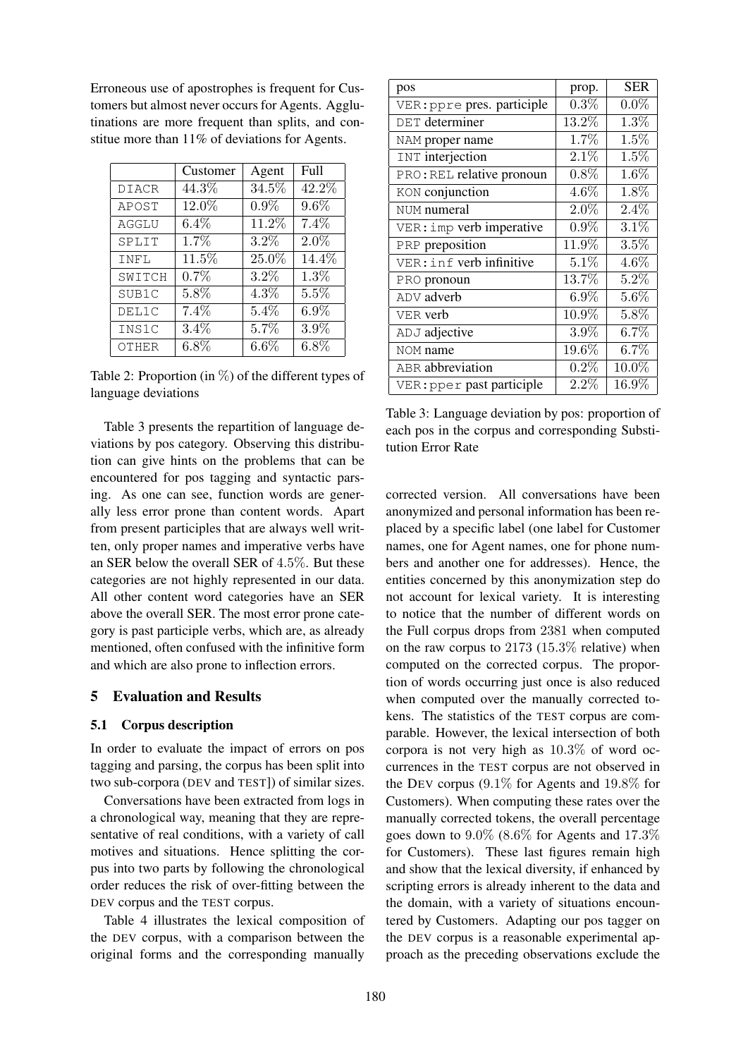Erroneous use of apostrophes is frequent for Customers but almost never occurs for Agents. Agglutinations are more frequent than splits, and constitue more than 11% of deviations for Agents.

| | Customer | Agent | Full |
|---|---|---|---|
| DIACR | 44.3% | 34.5% | 42.2% |
| APOST | 12.0% | 0.9% | 9.6% |
| AGGLU | 6.4% | 11.2% | 7.4% |
| SPLIT | 1.7% | 3.2% | 2.0% |
| INFL | 11.5% | 25.0% | 14.4% |
| SWITCH | 0.7% | 3.2% | 1.3% |
| SUB1C | 5.8% | 4.3% | 5.5% |
| DEL1C | 7.4% | 5.4% | 6.9% |
| INS1C | 3.4% | 5.7% | 3.9% |
| OTHER | 6.8% | 6.6% | 6.8% |

Table 2: Proportion (in %) of the different types of language deviations

Table 3 presents the repartition of language deviations by pos category. Observing this distribution can give hints on the problems that can be encountered for pos tagging and syntactic parsing. As one can see, function words are generally less error prone than content words. Apart from present participles that are always well written, only proper names and imperative verbs have an SER below the overall SER of 4.5%. But these categories are not highly represented in our data. All other content word categories have an SER above the overall SER. The most error prone category is past participle verbs, which are, as already mentioned, often confused with the infinitive form and which are also prone to inflection errors.

| pos | prop. | SER |
|---|---|---|
| VER:ppre pres. participle | 0.3% | 0.0% |
| DET determiner | 13.2% | 1.3% |
| NAM proper name | 1.7% | 1.5% |
| INT interjection | 2.1% | 1.5% |
| PRO:REL relative pronoun | 0.8% | 1.6% |
| KON conjunction | 4.6% | 1.8% |
| NUM numeral | 2.0% | 2.4% |
| VER:imp verb imperative | 0.9% | 3.1% |
| PRP preposition | 11.9% | 3.5% |
| VER:inf verb infinitive | 5.1% | 4.6% |
| PRO pronoun | 13.7% | 5.2% |
| ADV adverb | 6.9% | 5.6% |
| VER verb | 10.9% | 5.8% |
| ADJ adjective | 3.9% | 6.7% |
| NOM name | 19.6% | 6.7% |
| ABR abbreviation | 0.2% | 10.0% |
| VER:pper past participle | 2.2% | 16.9% |

Table 3: Language deviation by pos: proportion of each pos in the corpus and corresponding Substitution Error Rate

## 5 Evaluation and Results

### 5.1 Corpus description

In order to evaluate the impact of errors on pos tagging and parsing, the corpus has been split into two sub-corpora (DEV and TEST]) of similar sizes.

Conversations have been extracted from logs in a chronological way, meaning that they are representative of real conditions, with a variety of call motives and situations. Hence splitting the corpus into two parts by following the chronological order reduces the risk of over-fitting between the DEV corpus and the TEST corpus.

Table 4 illustrates the lexical composition of the DEV corpus, with a comparison between the original forms and the corresponding manually corrected version. All conversations have been anonymized and personal information has been replaced by a specific label (one label for Customer names, one for Agent names, one for phone numbers and another one for addresses). Hence, the entities concerned by this anonymization step do not account for lexical variety. It is interesting to notice that the number of different words on the Full corpus drops from 2381 when computed on the raw corpus to 2173 (15.3% relative) when computed on the corrected corpus. The proportion of words occurring just once is also reduced when computed over the manually corrected tokens. The statistics of the TEST corpus are comparable. However, the lexical intersection of both corpora is not very high as 10.3% of word occurrences in the TEST corpus are not observed in the DEV corpus (9.1% for Agents and 19.8% for Customers). When computing these rates over the manually corrected tokens, the overall percentage goes down to 9.0% (8.6% for Agents and 17.3% for Customers). These last figures remain high and show that the lexical diversity, if enhanced by scripting errors is already inherent to the data and the domain, with a variety of situations encountered by Customers. Adapting our pos tagger on the DEV corpus is a reasonable experimental approach as the preceding observations exclude the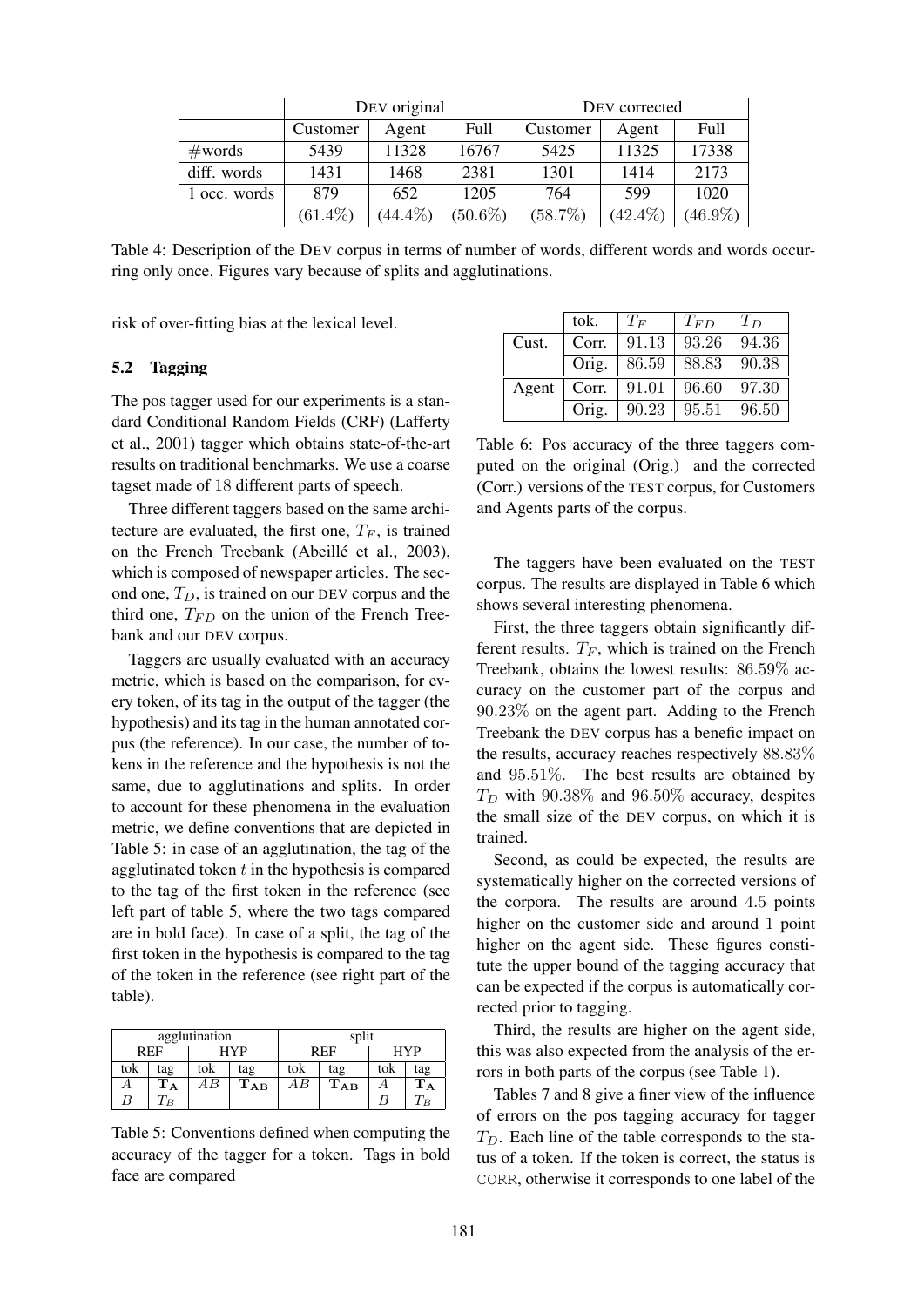| | DEV original | | | DEV corrected | | |
|---|---|---|---|---|---|---|
| | Customer | Agent | Full | Customer | Agent | Full |
| #words | 5439 | 11328 | 16767 | 5425 | 11325 | 17338 |
| diff. words | 1431 | 1468 | 2381 | 1301 | 1414 | 2173 |
| 1 occ. words | 879 | 652 | 1205 | 764 | 599 | 1020 |
| | (61.4%) | (44.4%) | (50.6%) | (58.7%) | (42.4%) | (46.9%) |

Table 4: Description of the DEV corpus in terms of number of words, different words and words occurring only once. Figures vary because of splits and agglutinations.

risk of over-fitting bias at the lexical level.

### 5.2 Tagging

The pos tagger used for our experiments is a standard Conditional Random Fields (CRF) (Lafferty et al., 2001) tagger which obtains state-of-the-art results on traditional benchmarks. We use a coarse tagset made of 18 different parts of speech.

Three different taggers based on the same architecture are evaluated, the first one, $T_F$, is trained on the French Treebank (Abeillé et al., 2003), which is composed of newspaper articles. The second one, $T_D$, is trained on our DEV corpus and the third one, $T_{FD}$ on the union of the French Treebank and our DEV corpus.

Taggers are usually evaluated with an accuracy metric, which is based on the comparison, for every token, of its tag in the output of the tagger (the hypothesis) and its tag in the human annotated corpus (the reference). In our case, the number of tokens in the reference and the hypothesis is not the same, due to agglutinations and splits. In order to account for these phenomena in the evaluation metric, we define conventions that are depicted in Table 5: in case of an agglutination, the tag of the agglutinated token $t$ in the hypothesis is compared to the tag of the first token in the reference (see left part of table 5, where the two tags compared are in bold face). In case of a split, the tag of the first token in the hypothesis is compared to the tag of the token in the reference (see right part of the table).

| agglutination | | | | split | | | |
|---|---|---|---|---|---|---|---|
| REF | | HYP | | REF | | HYP | |
| tok | tag | tok | tag | tok | tag | tok | tag |
| $A$ | $\mathbf{T_A}$ | $AB$ | $\mathbf{T_{AB}}$ | $AB$ | $\mathbf{T_{AB}}$ | $A$ | $\mathbf{T_A}$ |
| $B$ | $T_B$ | | | | | $B$ | $T_B$ |

Table 5: Conventions defined when computing the accuracy of the tagger for a token. Tags in bold face are compared

| | tok. | $T_F$ | $T_{FD}$ | $T_D$ |
|---|---|---|---|---|
| Cust. | Corr. | 91.13 | 93.26 | 94.36 |
| | Orig. | 86.59 | 88.83 | 90.38 |
| Agent | Corr. | 91.01 | 96.60 | 97.30 |
| | Orig. | 90.23 | 95.51 | 96.50 |

Table 6: Pos accuracy of the three taggers computed on the original (Orig.) and the corrected (Corr.) versions of the TEST corpus, for Customers and Agents parts of the corpus.

The taggers have been evaluated on the TEST corpus. The results are displayed in Table 6 which shows several interesting phenomena.

First, the three taggers obtain significantly different results. $T_F$, which is trained on the French Treebank, obtains the lowest results: 86.59% accuracy on the customer part of the corpus and 90.23% on the agent part. Adding to the French Treebank the DEV corpus has a benefic impact on the results, accuracy reaches respectively 88.83% and 95.51%. The best results are obtained by $T_D$ with 90.38% and 96.50% accuracy, despites the small size of the DEV corpus, on which it is trained.

Second, as could be expected, the results are systematically higher on the corrected versions of the corpora. The results are around 4.5 points higher on the customer side and around 1 point higher on the agent side. These figures constitute the upper bound of the tagging accuracy that can be expected if the corpus is automatically corrected prior to tagging.

Third, the results are higher on the agent side, this was also expected from the analysis of the errors in both parts of the corpus (see Table 1).

Tables 7 and 8 give a finer view of the influence of errors on the pos tagging accuracy for tagger $T_D$. Each line of the table corresponds to the status of a token. If the token is correct, the status is CORR, otherwise it corresponds to one label of the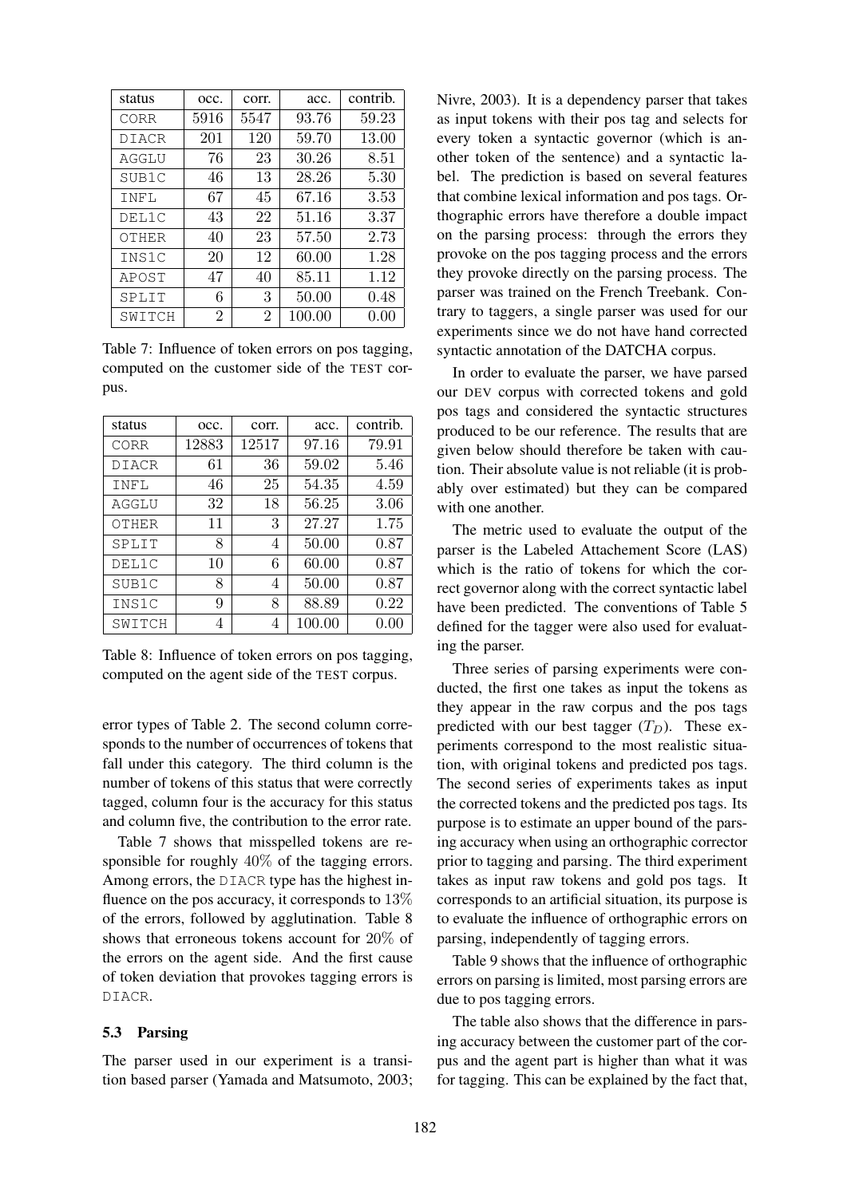| status | occ. | corr. | acc. | contrib. |
|---|---|---|---|---|
| CORR | 5916 | 5547 | 93.76 | 59.23 |
| DIACR | 201 | 120 | 59.70 | 13.00 |
| AGGLU | 76 | 23 | 30.26 | 8.51 |
| SUB1C | 46 | 13 | 28.26 | 5.30 |
| INFL | 67 | 45 | 67.16 | 3.53 |
| DEL1C | 43 | 22 | 51.16 | 3.37 |
| OTHER | 40 | 23 | 57.50 | 2.73 |
| INS1C | 20 | 12 | 60.00 | 1.28 |
| APOST | 47 | 40 | 85.11 | 1.12 |
| SPLIT | 6 | 3 | 50.00 | 0.48 |
| SWITCH | 2 | 2 | 100.00 | 0.00 |

Table 7: Influence of token errors on pos tagging, computed on the customer side of the TEST corpus.

| status | occ. | corr. | acc. | contrib. |
|---|---|---|---|---|
| CORR | 12883 | 12517 | 97.16 | 79.91 |
| DIACR | 61 | 36 | 59.02 | 5.46 |
| INFL | 46 | 25 | 54.35 | 4.59 |
| AGGLU | 32 | 18 | 56.25 | 3.06 |
| OTHER | 11 | 3 | 27.27 | 1.75 |
| SPLIT | 8 | 4 | 50.00 | 0.87 |
| DEL1C | 10 | 6 | 60.00 | 0.87 |
| SUB1C | 8 | 4 | 50.00 | 0.87 |
| INS1C | 9 | 8 | 88.89 | 0.22 |
| SWITCH | 4 | 4 | 100.00 | 0.00 |

Table 8: Influence of token errors on pos tagging, computed on the agent side of the TEST corpus.

error types of Table 2. The second column corresponds to the number of occurrences of tokens that fall under this category. The third column is the number of tokens of this status that were correctly tagged, column four is the accuracy for this status and column five, the contribution to the error rate.

Table 7 shows that misspelled tokens are responsible for roughly $40\%$ of the tagging errors. Among errors, the DIACR type has the highest influence on the pos accuracy, it corresponds to $13\%$ of the errors, followed by agglutination. Table 8 shows that erroneous tokens account for $20\%$ of the errors on the agent side. And the first cause of token deviation that provokes tagging errors is DIACR.

### 5.3 Parsing

The parser used in our experiment is a transition based parser (Yamada and Matsumoto, 2003; Nivre, 2003). It is a dependency parser that takes as input tokens with their pos tag and selects for every token a syntactic governor (which is another token of the sentence) and a syntactic label. The prediction is based on several features that combine lexical information and pos tags. Orthographic errors have therefore a double impact on the parsing process: through the errors they provoke on the pos tagging process and the errors they provoke directly on the parsing process. The parser was trained on the French Treebank. Contrary to taggers, a single parser was used for our experiments since we do not have hand corrected syntactic annotation of the DATCHA corpus.

In order to evaluate the parser, we have parsed our DEV corpus with corrected tokens and gold pos tags and considered the syntactic structures produced to be our reference. The results that are given below should therefore be taken with caution. Their absolute value is not reliable (it is probably over estimated) but they can be compared with one another.

The metric used to evaluate the output of the parser is the Labeled Attachement Score (LAS) which is the ratio of tokens for which the correct governor along with the correct syntactic label have been predicted. The conventions of Table 5 defined for the tagger were also used for evaluating the parser.

Three series of parsing experiments were conducted, the first one takes as input the tokens as they appear in the raw corpus and the pos tags predicted with our best tagger ($T_D$). These experiments correspond to the most realistic situation, with original tokens and predicted pos tags. The second series of experiments takes as input the corrected tokens and the predicted pos tags. Its purpose is to estimate an upper bound of the parsing accuracy when using an orthographic corrector prior to tagging and parsing. The third experiment takes as input raw tokens and gold pos tags. It corresponds to an artificial situation, its purpose is to evaluate the influence of orthographic errors on parsing, independently of tagging errors.

Table 9 shows that the influence of orthographic errors on parsing is limited, most parsing errors are due to pos tagging errors.

The table also shows that the difference in parsing accuracy between the customer part of the corpus and the agent part is higher than what it was for tagging. This can be explained by the fact that,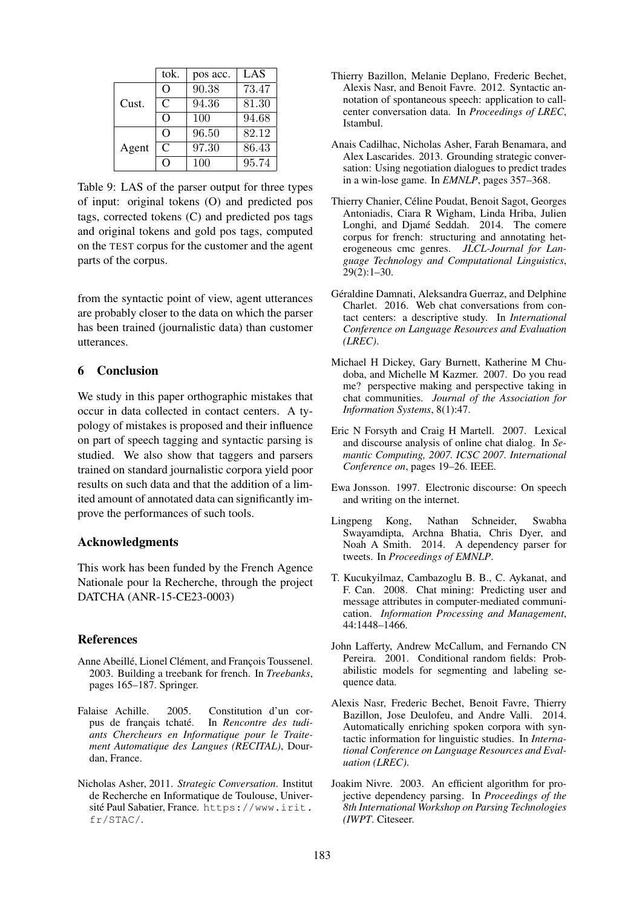|  | tok. | pos acc. | LAS |
|---|---|---|---|
| Cust. | O | 90.38 | 73.47 |
|  | C | 94.36 | 81.30 |
|  | O | 100 | 94.68 |
| Agent | O | 96.50 | 82.12 |
|  | C | 97.30 | 86.43 |
|  | O | 100 | 95.74 |

Table 9: LAS of the parser output for three types of input: original tokens (O) and predicted pos tags, corrected tokens (C) and predicted pos tags and original tokens and gold pos tags, computed on the TEST corpus for the customer and the agent parts of the corpus.

from the syntactic point of view, agent utterances are probably closer to the data on which the parser has been trained (journalistic data) than customer utterances.

## 6 Conclusion

We study in this paper orthographic mistakes that occur in data collected in contact centers. A typology of mistakes is proposed and their influence on part of speech tagging and syntactic parsing is studied. We also show that taggers and parsers trained on standard journalistic corpora yield poor results on such data and that the addition of a limited amount of annotated data can significantly improve the performances of such tools.

## Acknowledgments

This work has been funded by the French Agence Nationale pour la Recherche, through the project DATCHA (ANR-15-CE23-0003)

## References

Anne Abeillé, Lionel Clément, and François Toussenel. 2003. Building a treebank for french. In *Treebanks*, pages 165–187. Springer.

Falaise Achille. 2005. Constitution d'un corpus de français tchaté. In *Rencontre des tudiants Chercheurs en Informatique pour le Traitement Automatique des Langues (RECITAL)*, Dourdan, France.

Nicholas Asher, 2011. *Strategic Conversation*. Institut de Recherche en Informatique de Toulouse, Université Paul Sabatier, France. https://www.irit.fr/STAC/.

Thierry Bazillon, Melanie Deplano, Frederic Bechet, Alexis Nasr, and Benoit Favre. 2012. Syntactic annotation of spontaneous speech: application to call-center conversation data. In *Proceedings of LREC*, Istambul.

Anais Cadilhac, Nicholas Asher, Farah Benamara, and Alex Lascarides. 2013. Grounding strategic conversation: Using negotiation dialogues to predict trades in a win-lose game. In *EMNLP*, pages 357–368.

Thierry Chanier, Céline Poudat, Benoit Sagot, Georges Antoniadis, Ciara R Wigham, Linda Hriba, Julien Longhi, and Djamé Seddah. 2014. The comere corpus for french: structuring and annotating heterogeneous cmc genres. *JLCL-Journal for Language Technology and Computational Linguistics*, 29(2):1–30.

Géraldine Damnati, Aleksandra Guerraz, and Delphine Charlet. 2016. Web chat conversations from contact centers: a descriptive study. In *International Conference on Language Resources and Evaluation (LREC)*.

Michael H Dickey, Gary Burnett, Katherine M Chudoba, and Michelle M Kazmer. 2007. Do you read me? perspective making and perspective taking in chat communities. *Journal of the Association for Information Systems*, 8(1):47.

Eric N Forsyth and Craig H Martell. 2007. Lexical and discourse analysis of online chat dialog. In *Semantic Computing, 2007. ICSC 2007. International Conference on*, pages 19–26. IEEE.

Ewa Jonsson. 1997. Electronic discourse: On speech and writing on the internet.

Lingpeng Kong, Nathan Schneider, Swabha Swayamdipta, Archna Bhatia, Chris Dyer, and Noah A Smith. 2014. A dependency parser for tweets. In *Proceedings of EMNLP*.

T. Kucukyilmaz, Cambazoglu B. B., C. Aykanat, and F. Can. 2008. Chat mining: Predicting user and message attributes in computer-mediated communication. *Information Processing and Management*, 44:1448–1466.

John Lafferty, Andrew McCallum, and Fernando CN Pereira. 2001. Conditional random fields: Probabilistic models for segmenting and labeling sequence data.

Alexis Nasr, Frederic Bechet, Benoit Favre, Thierry Bazillon, Jose Deulofeu, and Andre Valli. 2014. Automatically enriching spoken corpora with syntactic information for linguistic studies. In *International Conference on Language Resources and Evaluation (LREC)*.

Joakim Nivre. 2003. An efficient algorithm for projective dependency parsing. In *Proceedings of the 8th International Workshop on Parsing Technologies (IWPT*. Citeseer.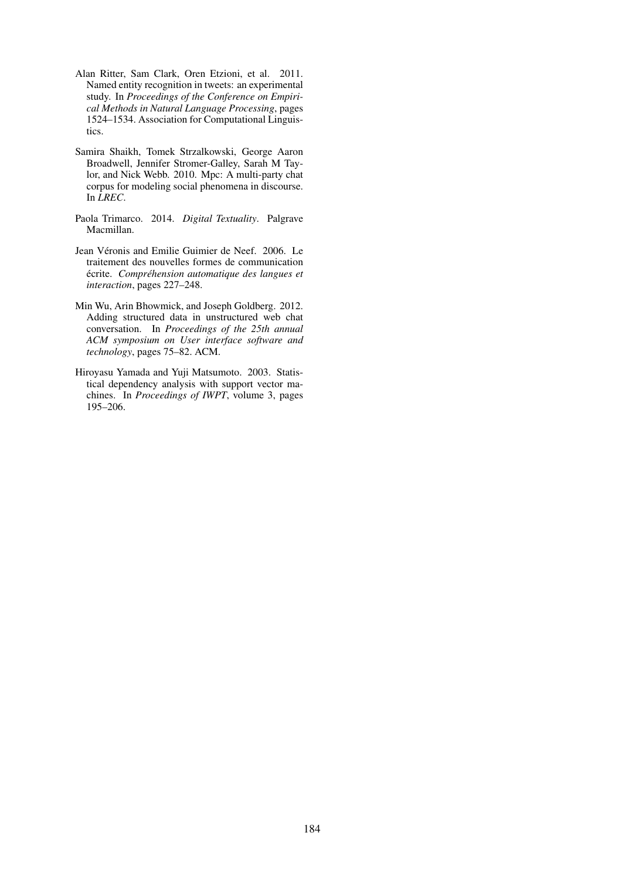Alan Ritter, Sam Clark, Oren Etzioni, et al. 2011. Named entity recognition in tweets: an experimental study. In *Proceedings of the Conference on Empirical Methods in Natural Language Processing*, pages 1524–1534. Association for Computational Linguistics.

Samira Shaikh, Tomek Strzalkowski, George Aaron Broadwell, Jennifer Stromer-Galley, Sarah M Taylor, and Nick Webb. 2010. Mpc: A multi-party chat corpus for modeling social phenomena in discourse. In *LREC*.

Paola Trimarco. 2014. *Digital Textuality*. Palgrave Macmillan.

Jean Véronis and Emilie Guimier de Neef. 2006. Le traitement des nouvelles formes de communication écrite. *Compréhension automatique des langues et interaction*, pages 227–248.

Min Wu, Arin Bhowmick, and Joseph Goldberg. 2012. Adding structured data in unstructured web chat conversation. In *Proceedings of the 25th annual ACM symposium on User interface software and technology*, pages 75–82. ACM.

Hiroyasu Yamada and Yuji Matsumoto. 2003. Statistical dependency analysis with support vector machines. In *Proceedings of IWPT*, volume 3, pages 195–206.